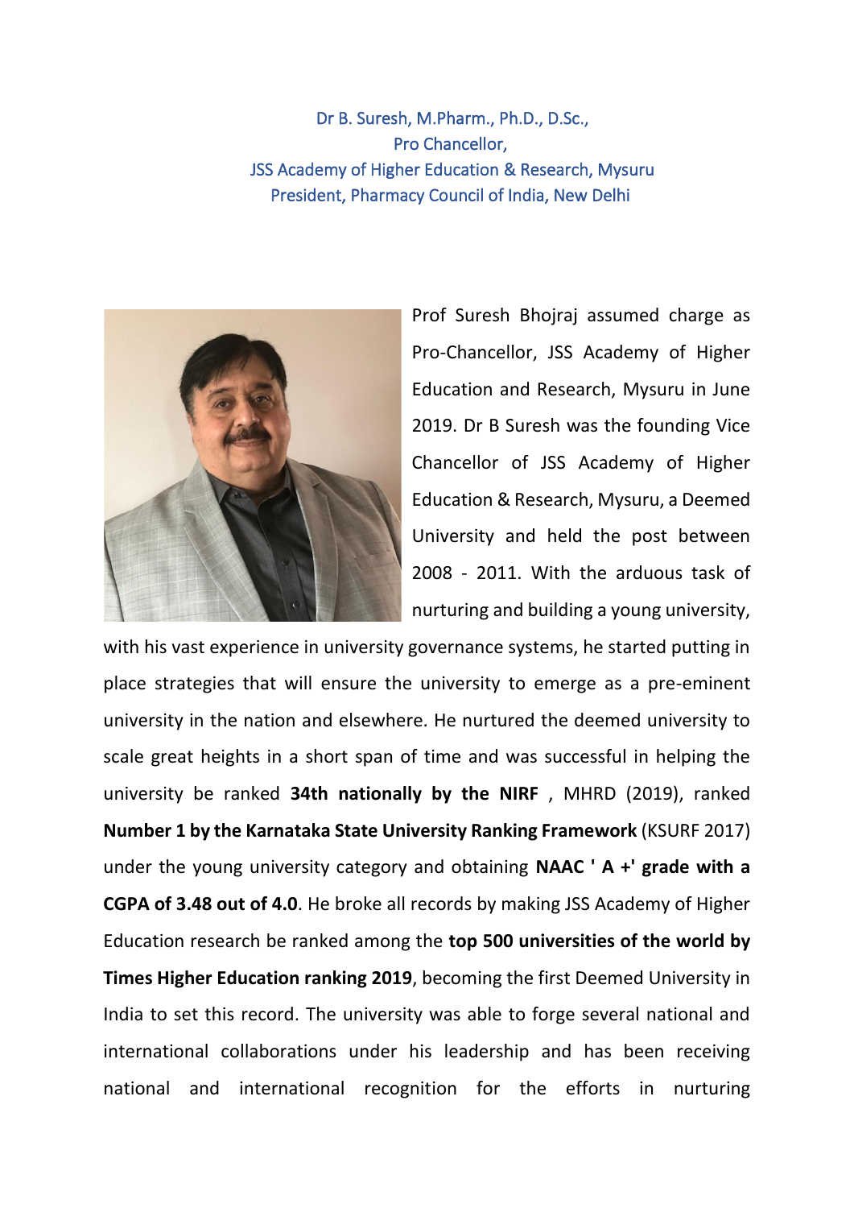Dr B. Suresh, M.Pharm., Ph.D., D.Sc.,
Pro Chancellor,
JSS Academy of Higher Education & Research, Mysuru
President, Pharmacy Council of India, New Delhi

Prof Suresh Bhojraj assumed charge as Pro-Chancellor, JSS Academy of Higher Education and Research, Mysuru in June 2019. Dr B Suresh was the founding Vice Chancellor of JSS Academy of Higher Education & Research, Mysuru, a Deemed University and held the post between 2008 - 2011. With the arduous task of nurturing and building a young university, with his vast experience in university governance systems, he started putting in place strategies that will ensure the university to emerge as a pre-eminent university in the nation and elsewhere. He nurtured the deemed university to scale great heights in a short span of time and was successful in helping the university be ranked **34th nationally by the NIRF** , MHRD (2019), ranked **Number 1 by the Karnataka State University Ranking Framework** (KSURF 2017) under the young university category and obtaining **NAAC ' A +' grade with a CGPA of 3.48 out of 4.0**. He broke all records by making JSS Academy of Higher Education research be ranked among the **top 500 universities of the world by Times Higher Education ranking 2019**, becoming the first Deemed University in India to set this record. The university was able to forge several national and international collaborations under his leadership and has been receiving national and international recognition for the efforts in nurturing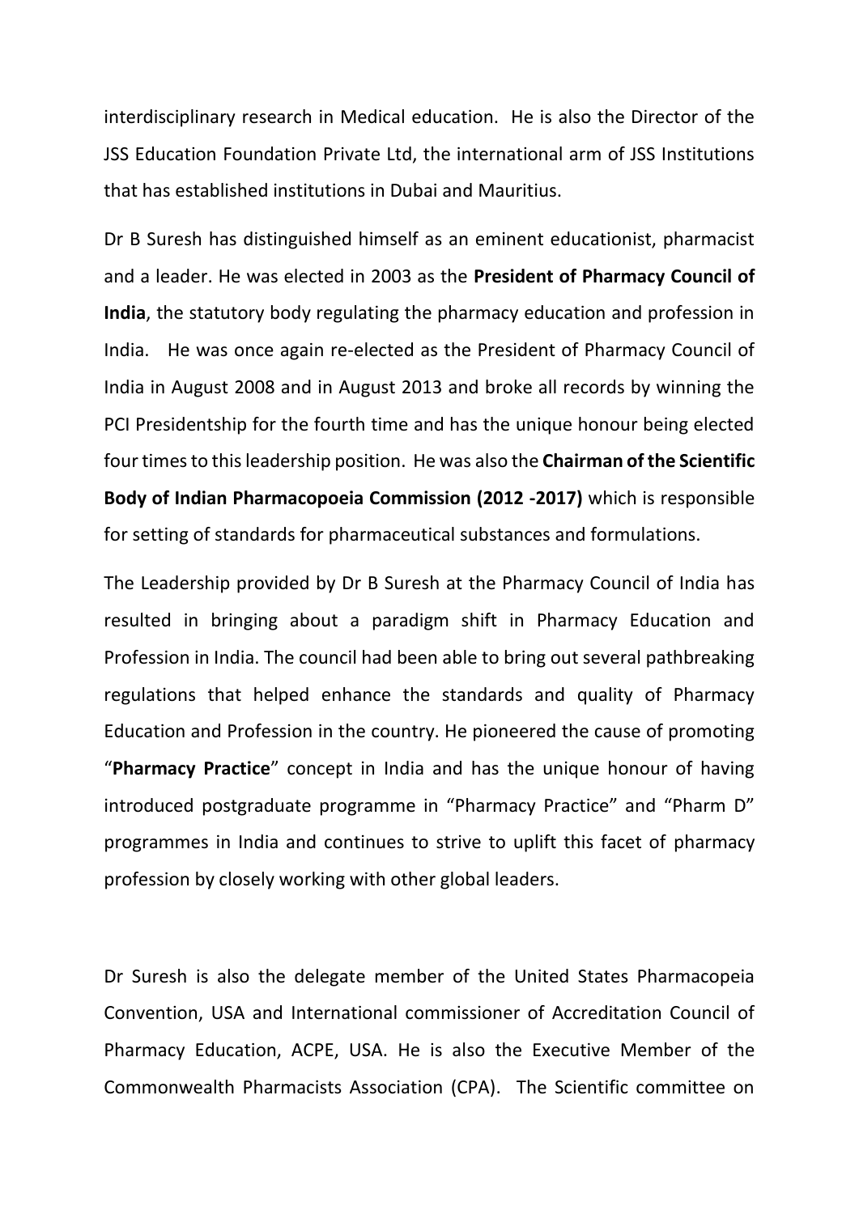interdisciplinary research in Medical education. He is also the Director of the JSS Education Foundation Private Ltd, the international arm of JSS Institutions that has established institutions in Dubai and Mauritius.

Dr B Suresh has distinguished himself as an eminent educationist, pharmacist and a leader. He was elected in 2003 as the **President of Pharmacy Council of India**, the statutory body regulating the pharmacy education and profession in India. He was once again re-elected as the President of Pharmacy Council of India in August 2008 and in August 2013 and broke all records by winning the PCI Presidentship for the fourth time and has the unique honour being elected four times to this leadership position. He was also the **Chairman of the Scientific Body of Indian Pharmacopoeia Commission (2012 -2017)** which is responsible for setting of standards for pharmaceutical substances and formulations.

The Leadership provided by Dr B Suresh at the Pharmacy Council of India has resulted in bringing about a paradigm shift in Pharmacy Education and Profession in India. The council had been able to bring out several pathbreaking regulations that helped enhance the standards and quality of Pharmacy Education and Profession in the country. He pioneered the cause of promoting "**Pharmacy Practice**" concept in India and has the unique honour of having introduced postgraduate programme in "Pharmacy Practice" and "Pharm D" programmes in India and continues to strive to uplift this facet of pharmacy profession by closely working with other global leaders.

Dr Suresh is also the delegate member of the United States Pharmacopeia Convention, USA and International commissioner of Accreditation Council of Pharmacy Education, ACPE, USA. He is also the Executive Member of the Commonwealth Pharmacists Association (CPA). The Scientific committee on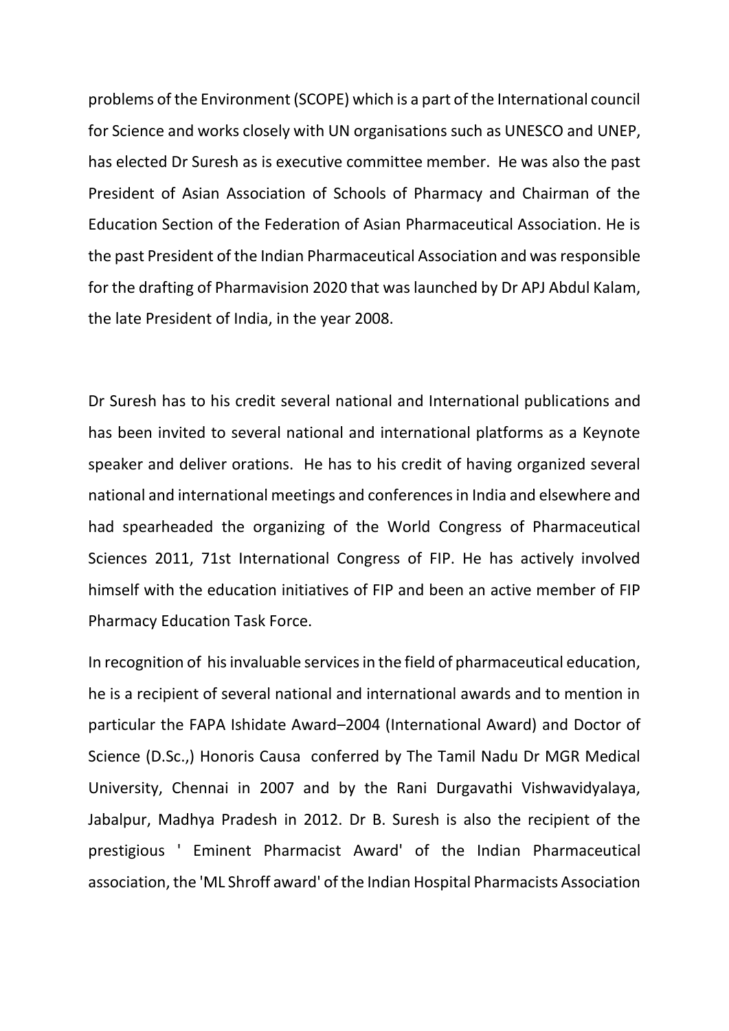problems of the Environment (SCOPE) which is a part of the International council for Science and works closely with UN organisations such as UNESCO and UNEP, has elected Dr Suresh as is executive committee member. He was also the past President of Asian Association of Schools of Pharmacy and Chairman of the Education Section of the Federation of Asian Pharmaceutical Association. He is the past President of the Indian Pharmaceutical Association and was responsible for the drafting of Pharmavision 2020 that was launched by Dr APJ Abdul Kalam, the late President of India, in the year 2008.

Dr Suresh has to his credit several national and International publications and has been invited to several national and international platforms as a Keynote speaker and deliver orations. He has to his credit of having organized several national and international meetings and conferences in India and elsewhere and had spearheaded the organizing of the World Congress of Pharmaceutical Sciences 2011, 71st International Congress of FIP. He has actively involved himself with the education initiatives of FIP and been an active member of FIP Pharmacy Education Task Force.

In recognition of his invaluable services in the field of pharmaceutical education, he is a recipient of several national and international awards and to mention in particular the FAPA Ishidate Award–2004 (International Award) and Doctor of Science (D.Sc.,) Honoris Causa conferred by The Tamil Nadu Dr MGR Medical University, Chennai in 2007 and by the Rani Durgavathi Vishwavidyalaya, Jabalpur, Madhya Pradesh in 2012. Dr B. Suresh is also the recipient of the prestigious ' Eminent Pharmacist Award' of the Indian Pharmaceutical association, the 'ML Shroff award' of the Indian Hospital Pharmacists Association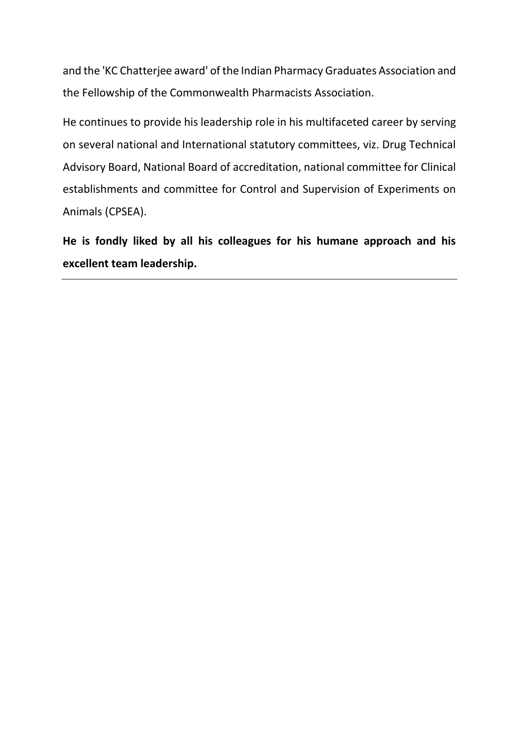and the 'KC Chatterjee award' of the Indian Pharmacy Graduates Association and the Fellowship of the Commonwealth Pharmacists Association.

He continues to provide his leadership role in his multifaceted career by serving on several national and International statutory committees, viz. Drug Technical Advisory Board, National Board of accreditation, national committee for Clinical establishments and committee for Control and Supervision of Experiments on Animals (CPSEA).

**He is fondly liked by all his colleagues for his humane approach and his excellent team leadership.**

---